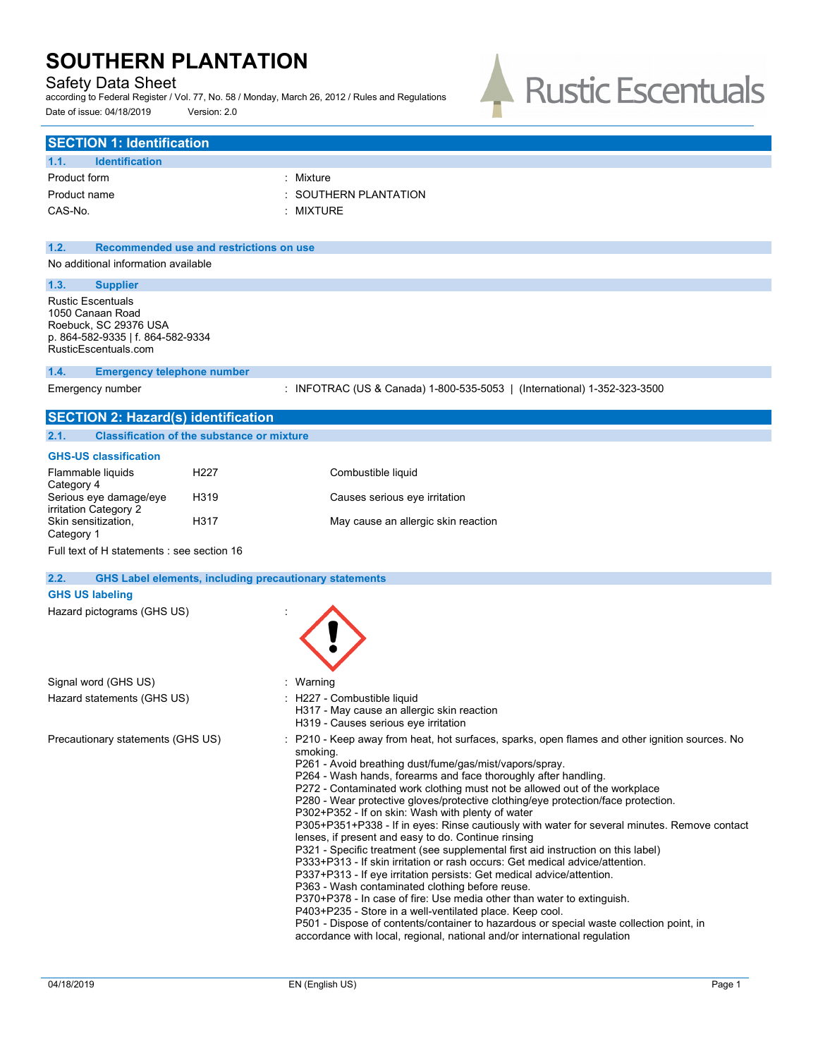# SOUTHERN PLANTATION

Safety Data Sheet

according to Federal Register / Vol. 77, No. 58 / Monday, March 26, 2012 / Rules and Regulations

Date of issue: 04/18/2019 Version: 2.0

## SECTION 1: Identification

### 1.1. Identification

| | |
|---|---|
| Product form | : Mixture |
| Product name | : SOUTHERN PLANTATION |
| CAS-No. | : MIXTURE |

### 1.2. Recommended use and restrictions on use

No additional information available

### 1.3. Supplier

Rustic Escentuals
1050 Canaan Road
Roebuck, SC 29376 USA
p. 864-582-9335 | f. 864-582-9334
RusticEscentuals.com

### 1.4. Emergency telephone number

| | |
|---|---|
| Emergency number | : INFOTRAC (US & Canada) 1-800-535-5053 \| (International) 1-352-323-3500 |

## SECTION 2: Hazard(s) identification

### 2.1. Classification of the substance or mixture

**GHS-US classification**

| | | |
|---|---|---|
| Flammable liquids Category 4 | H227 | Combustible liquid |
| Serious eye damage/eye irritation Category 2 | H319 | Causes serious eye irritation |
| Skin sensitization, Category 1 | H317 | May cause an allergic skin reaction |

Full text of H statements : see section 16

### 2.2. GHS Label elements, including precautionary statements

**GHS US labeling**

Hazard pictograms (GHS US) :

Signal word (GHS US) : Warning

Hazard statements (GHS US) :
H227 - Combustible liquid
H317 - May cause an allergic skin reaction
H319 - Causes serious eye irritation

Precautionary statements (GHS US) :
P210 - Keep away from heat, hot surfaces, sparks, open flames and other ignition sources. No smoking.
P261 - Avoid breathing dust/fume/gas/mist/vapors/spray.
P264 - Wash hands, forearms and face thoroughly after handling.
P272 - Contaminated work clothing must not be allowed out of the workplace
P280 - Wear protective gloves/protective clothing/eye protection/face protection.
P302+P352 - If on skin: Wash with plenty of water
P305+P351+P338 - If in eyes: Rinse cautiously with water for several minutes. Remove contact lenses, if present and easy to do. Continue rinsing
P321 - Specific treatment (see supplemental first aid instruction on this label)
P333+P313 - If skin irritation or rash occurs: Get medical advice/attention.
P337+P313 - If eye irritation persists: Get medical advice/attention.
P363 - Wash contaminated clothing before reuse.
P370+P378 - In case of fire: Use media other than water to extinguish.
P403+P235 - Store in a well-ventilated place. Keep cool.
P501 - Dispose of contents/container to hazardous or special waste collection point, in accordance with local, regional, national and/or international regulation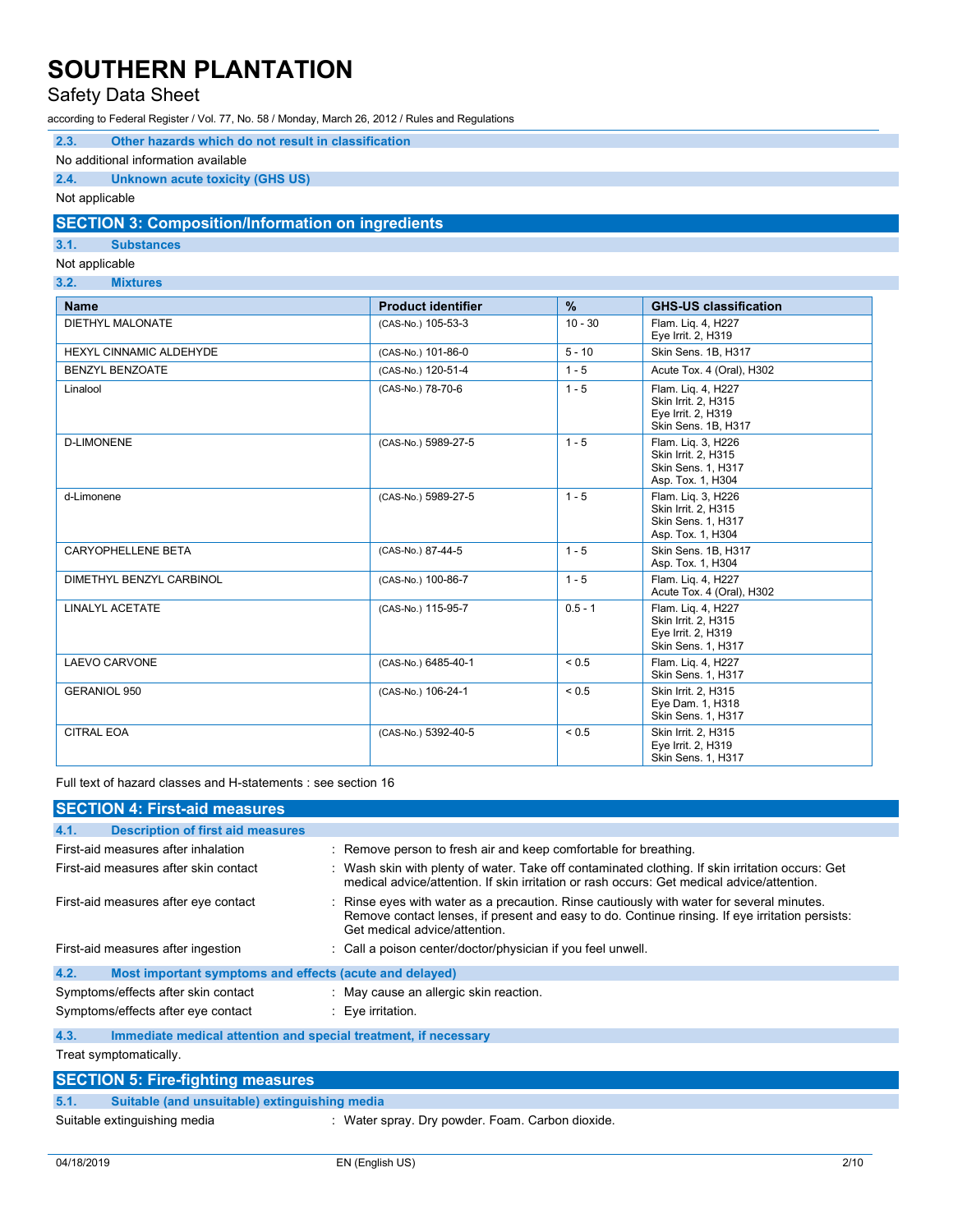### 2.3. Other hazards which do not result in classification

No additional information available

### 2.4. Unknown acute toxicity (GHS US)

Not applicable

## SECTION 3: Composition/Information on ingredients

### 3.1. Substances

Not applicable

### 3.2. Mixtures

| Name | Product identifier | % | GHS-US classification |
|---|---|---|---|
| DIETHYL MALONATE | (CAS-No.) 105-53-3 | 10 - 30 | Flam. Liq. 4, H227<br>Eye Irrit. 2, H319 |
| HEXYL CINNAMIC ALDEHYDE | (CAS-No.) 101-86-0 | 5 - 10 | Skin Sens. 1B, H317 |
| BENZYL BENZOATE | (CAS-No.) 120-51-4 | 1 - 5 | Acute Tox. 4 (Oral), H302 |
| Linalool | (CAS-No.) 78-70-6 | 1 - 5 | Flam. Liq. 4, H227<br>Skin Irrit. 2, H315<br>Eye Irrit. 2, H319<br>Skin Sens. 1B, H317 |
| D-LIMONENE | (CAS-No.) 5989-27-5 | 1 - 5 | Flam. Liq. 3, H226<br>Skin Irrit. 2, H315<br>Skin Sens. 1, H317<br>Asp. Tox. 1, H304 |
| d-Limonene | (CAS-No.) 5989-27-5 | 1 - 5 | Flam. Liq. 3, H226<br>Skin Irrit. 2, H315<br>Skin Sens. 1, H317<br>Asp. Tox. 1, H304 |
| CARYOPHELLENE BETA | (CAS-No.) 87-44-5 | 1 - 5 | Skin Sens. 1B, H317<br>Asp. Tox. 1, H304 |
| DIMETHYL BENZYL CARBINOL | (CAS-No.) 100-86-7 | 1 - 5 | Flam. Liq. 4, H227<br>Acute Tox. 4 (Oral), H302 |
| LINALYL ACETATE | (CAS-No.) 115-95-7 | 0.5 - 1 | Flam. Liq. 4, H227<br>Skin Irrit. 2, H315<br>Eye Irrit. 2, H319<br>Skin Sens. 1, H317 |
| LAEVO CARVONE | (CAS-No.) 6485-40-1 | < 0.5 | Flam. Liq. 4, H227<br>Skin Sens. 1, H317 |
| GERANIOL 950 | (CAS-No.) 106-24-1 | < 0.5 | Skin Irrit. 2, H315<br>Eye Dam. 1, H318<br>Skin Sens. 1, H317 |
| CITRAL EOA | (CAS-No.) 5392-40-5 | < 0.5 | Skin Irrit. 2, H315<br>Eye Irrit. 2, H319<br>Skin Sens. 1, H317 |

Full text of hazard classes and H-statements : see section 16

## SECTION 4: First-aid measures

### 4.1. Description of first aid measures

First-aid measures after inhalation : Remove person to fresh air and keep comfortable for breathing.

First-aid measures after skin contact : Wash skin with plenty of water. Take off contaminated clothing. If skin irritation occurs: Get medical advice/attention. If skin irritation or rash occurs: Get medical advice/attention.

First-aid measures after eye contact : Rinse eyes with water as a precaution. Rinse cautiously with water for several minutes. Remove contact lenses, if present and easy to do. Continue rinsing. If eye irritation persists: Get medical advice/attention.

First-aid measures after ingestion : Call a poison center/doctor/physician if you feel unwell.

### 4.2. Most important symptoms and effects (acute and delayed)

Symptoms/effects after skin contact : May cause an allergic skin reaction.

Symptoms/effects after eye contact : Eye irritation.

### 4.3. Immediate medical attention and special treatment, if necessary

Treat symptomatically.

## SECTION 5: Fire-fighting measures

### 5.1. Suitable (and unsuitable) extinguishing media

Suitable extinguishing media : Water spray. Dry powder. Foam. Carbon dioxide.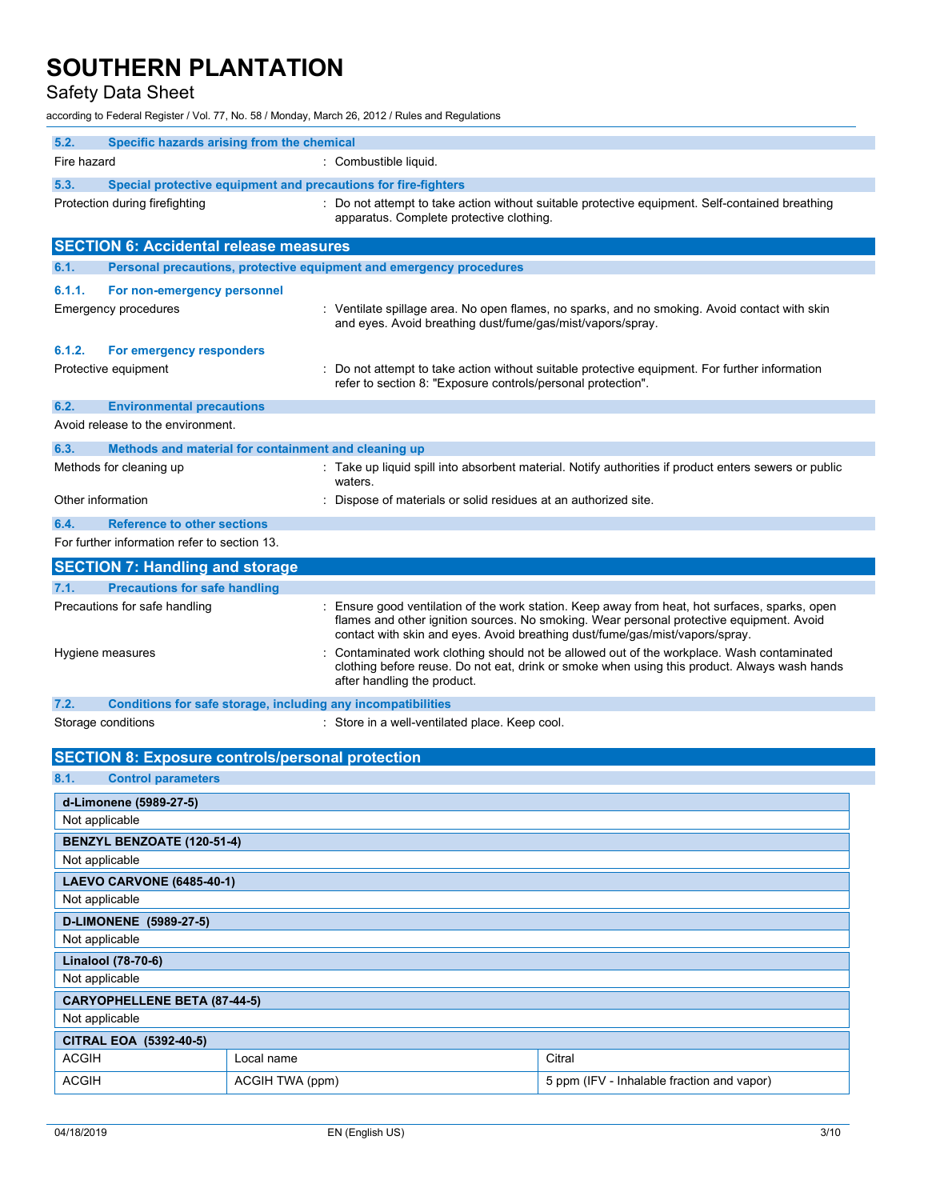### 5.2. Specific hazards arising from the chemical

Fire hazard : Combustible liquid.

### 5.3. Special protective equipment and precautions for fire-fighters

Protection during firefighting : Do not attempt to take action without suitable protective equipment. Self-contained breathing apparatus. Complete protective clothing.

## SECTION 6: Accidental release measures

### 6.1. Personal precautions, protective equipment and emergency procedures

#### 6.1.1. For non-emergency personnel

Emergency procedures : Ventilate spillage area. No open flames, no sparks, and no smoking. Avoid contact with skin and eyes. Avoid breathing dust/fume/gas/mist/vapors/spray.

#### 6.1.2. For emergency responders

Protective equipment : Do not attempt to take action without suitable protective equipment. For further information refer to section 8: "Exposure controls/personal protection".

### 6.2. Environmental precautions

Avoid release to the environment.

### 6.3. Methods and material for containment and cleaning up

Methods for cleaning up : Take up liquid spill into absorbent material. Notify authorities if product enters sewers or public waters.

Other information : Dispose of materials or solid residues at an authorized site.

### 6.4. Reference to other sections

For further information refer to section 13.

## SECTION 7: Handling and storage

### 7.1. Precautions for safe handling

Precautions for safe handling : Ensure good ventilation of the work station. Keep away from heat, hot surfaces, sparks, open flames and other ignition sources. No smoking. Wear personal protective equipment. Avoid contact with skin and eyes. Avoid breathing dust/fume/gas/mist/vapors/spray.

Hygiene measures : Contaminated work clothing should not be allowed out of the workplace. Wash contaminated clothing before reuse. Do not eat, drink or smoke when using this product. Always wash hands after handling the product.

### 7.2. Conditions for safe storage, including any incompatibilities

Storage conditions : Store in a well-ventilated place. Keep cool.

## SECTION 8: Exposure controls/personal protection

### 8.1. Control parameters

| d-Limonene (5989-27-5) |
|---|
| Not applicable |

| BENZYL BENZOATE (120-51-4) |
|---|
| Not applicable |

| LAEVO CARVONE (6485-40-1) |
|---|
| Not applicable |

| D-LIMONENE (5989-27-5) |
|---|
| Not applicable |

| Linalool (78-70-6) |
|---|
| Not applicable |

| CARYOPHELLENE BETA (87-44-5) |
|---|
| Not applicable |

| CITRAL EOA (5392-40-5) | | |
|---|---|---|
| ACGIH | Local name | Citral |
| ACGIH | ACGIH TWA (ppm) | 5 ppm (IFV - Inhalable fraction and vapor) |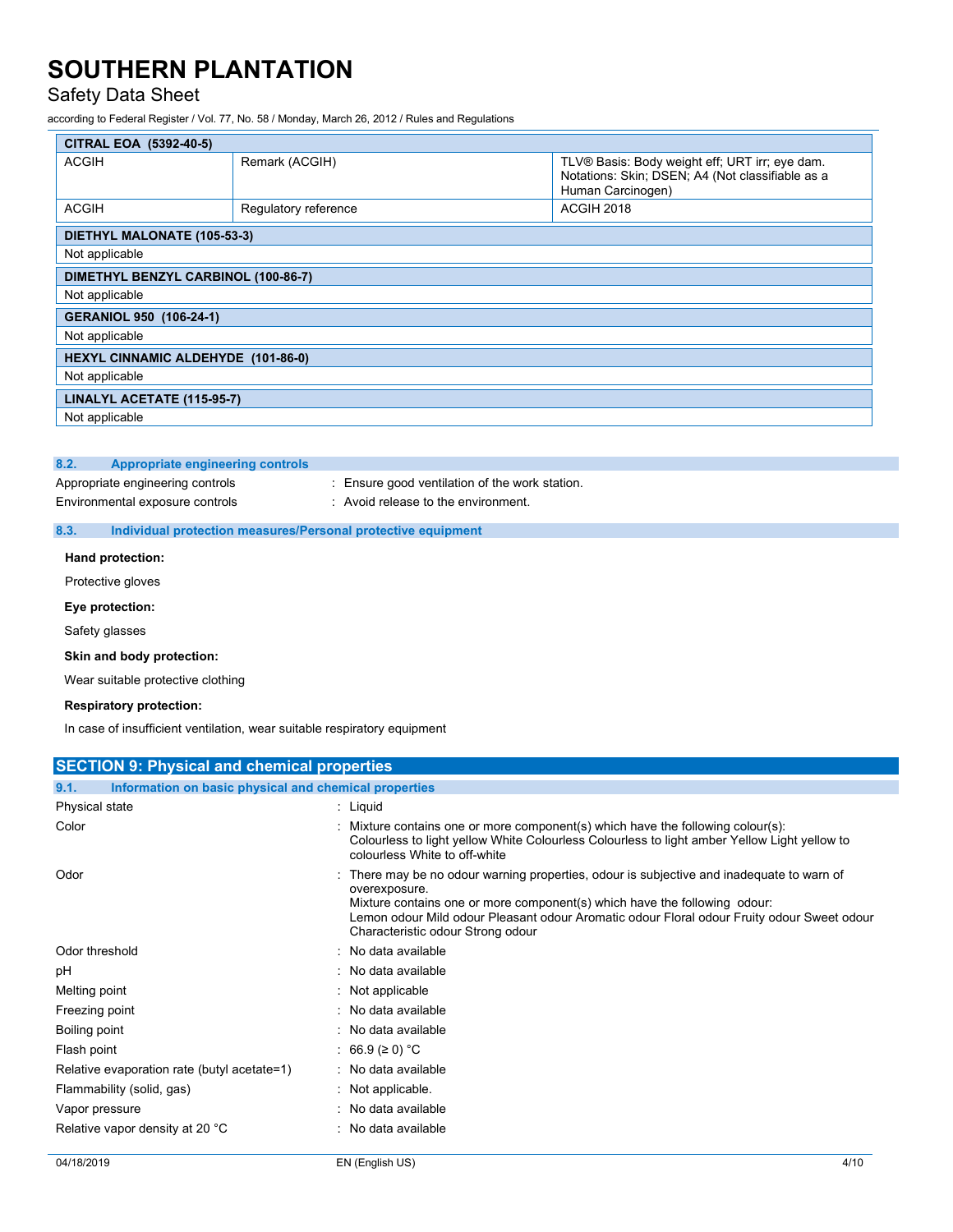| CITRAL EOA (5392-40-5) | | |
|---|---|---|
| ACGIH | Remark (ACGIH) | TLV® Basis: Body weight eff; URT irr; eye dam. Notations: Skin; DSEN; A4 (Not classifiable as a Human Carcinogen) |
| ACGIH | Regulatory reference | ACGIH 2018 |

| DIETHYL MALONATE (105-53-3) |
|---|
| Not applicable |

| DIMETHYL BENZYL CARBINOL (100-86-7) |
|---|
| Not applicable |

| GERANIOL 950 (106-24-1) |
|---|
| Not applicable |

| HEXYL CINNAMIC ALDEHYDE (101-86-0) |
|---|
| Not applicable |

| LINALYL ACETATE (115-95-7) |
|---|
| Not applicable |

### 8.2. Appropriate engineering controls

Appropriate engineering controls : Ensure good ventilation of the work station.

Environmental exposure controls : Avoid release to the environment.

### 8.3. Individual protection measures/Personal protective equipment

**Hand protection:**

Protective gloves

**Eye protection:**

Safety glasses

**Skin and body protection:**

Wear suitable protective clothing

**Respiratory protection:**

In case of insufficient ventilation, wear suitable respiratory equipment

## SECTION 9: Physical and chemical properties

### 9.1. Information on basic physical and chemical properties

| | |
|---|---|
| Physical state | : Liquid |
| Color | : Mixture contains one or more component(s) which have the following colour(s): Colourless to light yellow White Colourless Colourless to light amber Yellow Light yellow to colourless White to off-white |
| Odor | : There may be no odour warning properties, odour is subjective and inadequate to warn of overexposure. Mixture contains one or more component(s) which have the following odour: Lemon odour Mild odour Pleasant odour Aromatic odour Floral odour Fruity odour Sweet odour Characteristic odour Strong odour |
| Odor threshold | : No data available |
| pH | : No data available |
| Melting point | : Not applicable |
| Freezing point | : No data available |
| Boiling point | : No data available |
| Flash point | : 66.9 (≥ 0) °C |
| Relative evaporation rate (butyl acetate=1) | : No data available |
| Flammability (solid, gas) | : Not applicable. |
| Vapor pressure | : No data available |
| Relative vapor density at 20 °C | : No data available |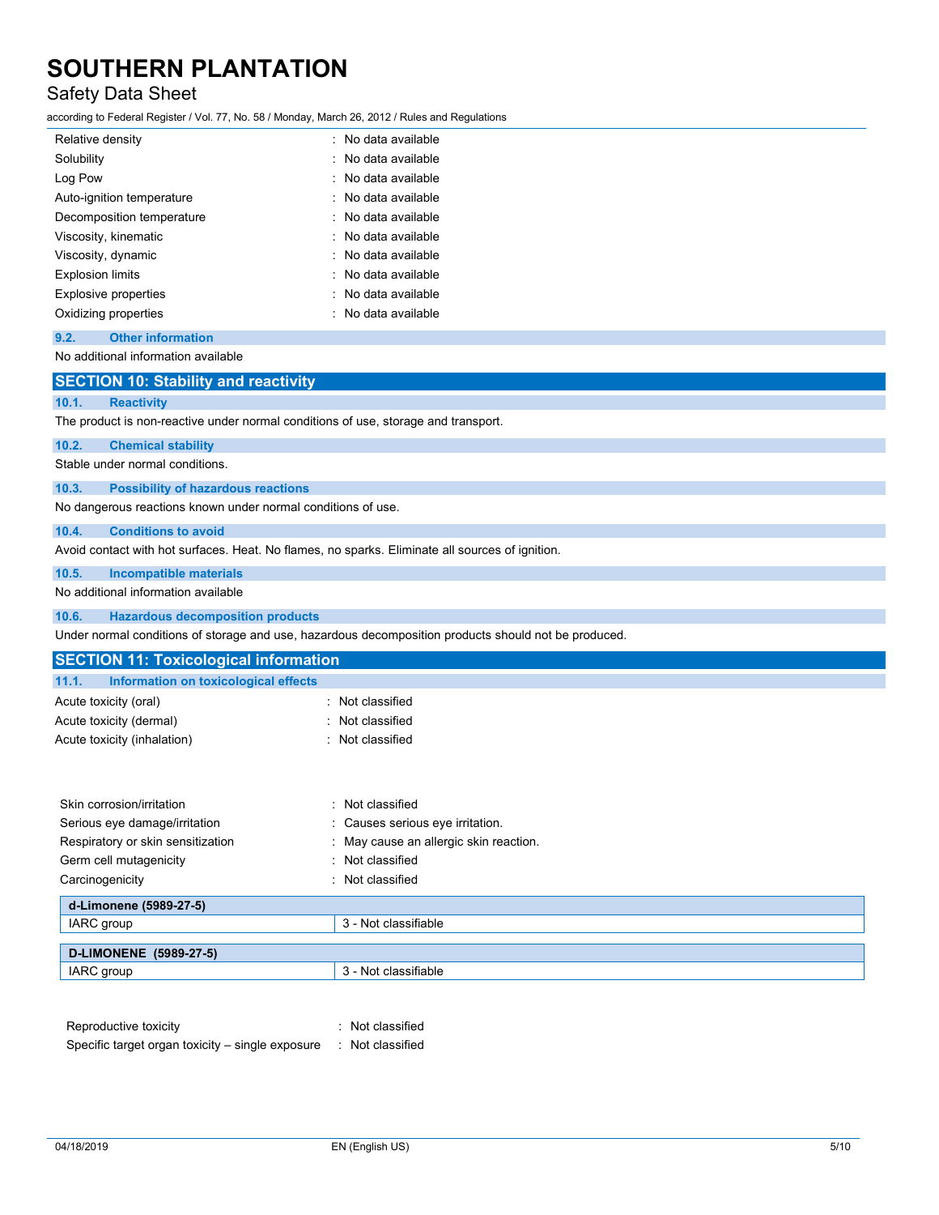| | |
|---|---|
| Relative density | : No data available |
| Solubility | : No data available |
| Log Pow | : No data available |
| Auto-ignition temperature | : No data available |
| Decomposition temperature | : No data available |
| Viscosity, kinematic | : No data available |
| Viscosity, dynamic | : No data available |
| Explosion limits | : No data available |
| Explosive properties | : No data available |
| Oxidizing properties | : No data available |

### 9.2. Other information

No additional information available

## SECTION 10: Stability and reactivity

### 10.1. Reactivity

The product is non-reactive under normal conditions of use, storage and transport.

### 10.2. Chemical stability

Stable under normal conditions.

### 10.3. Possibility of hazardous reactions

No dangerous reactions known under normal conditions of use.

### 10.4. Conditions to avoid

Avoid contact with hot surfaces. Heat. No flames, no sparks. Eliminate all sources of ignition.

### 10.5. Incompatible materials

No additional information available

### 10.6. Hazardous decomposition products

Under normal conditions of storage and use, hazardous decomposition products should not be produced.

## SECTION 11: Toxicological information

### 11.1. Information on toxicological effects

| | |
|---|---|
| Acute toxicity (oral) | : Not classified |
| Acute toxicity (dermal) | : Not classified |
| Acute toxicity (inhalation) | : Not classified |

| | |
|---|---|
| Skin corrosion/irritation | : Not classified |
| Serious eye damage/irritation | : Causes serious eye irritation. |
| Respiratory or skin sensitization | : May cause an allergic skin reaction. |
| Germ cell mutagenicity | : Not classified |
| Carcinogenicity | : Not classified |

| **d-Limonene (5989-27-5)** | |
|---|---|
| IARC group | 3 - Not classifiable |

| **D-LIMONENE (5989-27-5)** | |
|---|---|
| IARC group | 3 - Not classifiable |

| | |
|---|---|
| Reproductive toxicity | : Not classified |
| Specific target organ toxicity – single exposure | : Not classified |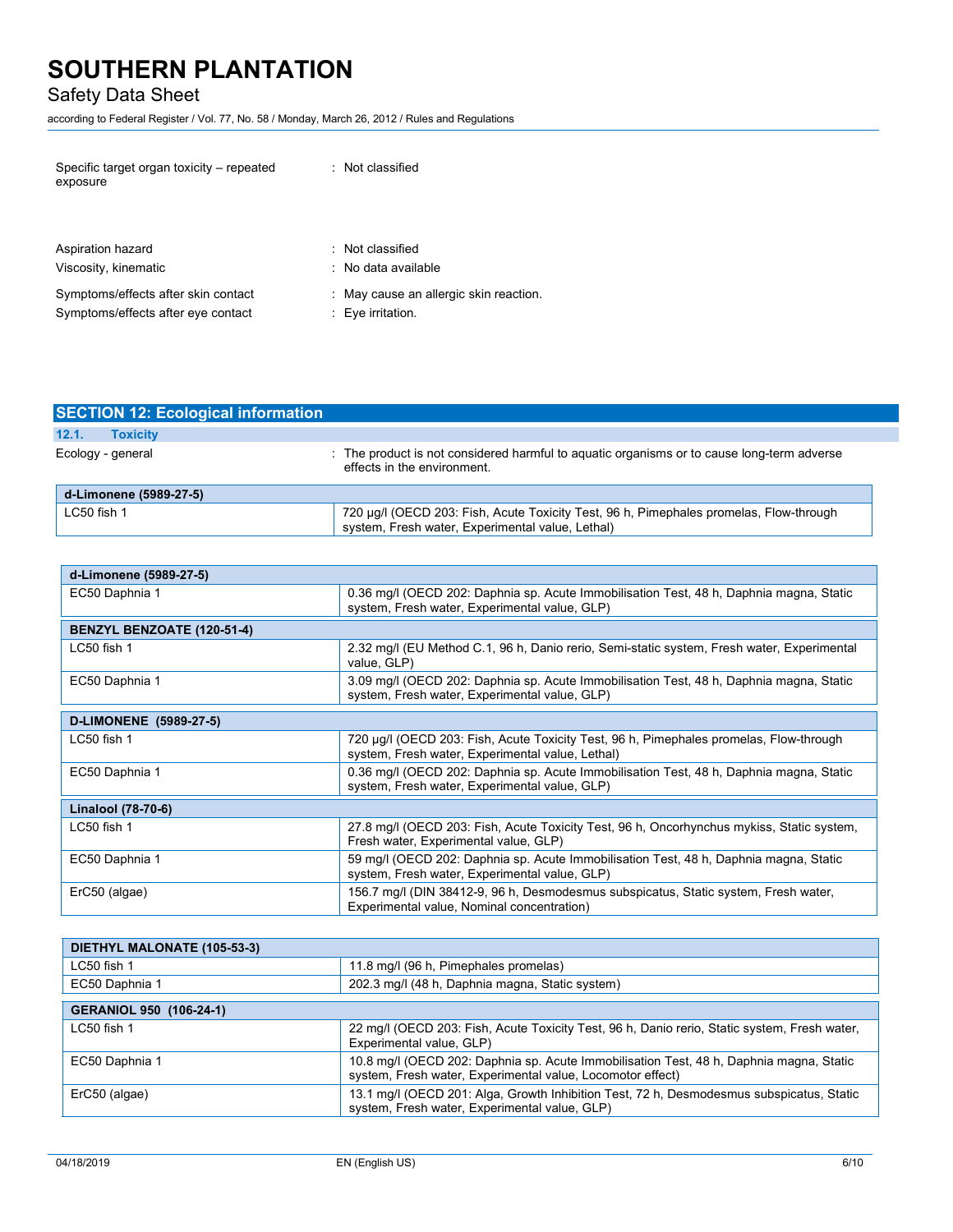Specific target organ toxicity – repeated exposure : Not classified

Aspiration hazard : Not classified

Viscosity, kinematic : No data available

Symptoms/effects after skin contact : May cause an allergic skin reaction.

Symptoms/effects after eye contact : Eye irritation.

## SECTION 12: Ecological information

### 12.1. Toxicity

Ecology - general : The product is not considered harmful to aquatic organisms or to cause long-term adverse effects in the environment.

| d-Limonene (5989-27-5) | |
|---|---|
| LC50 fish 1 | 720 µg/l (OECD 203: Fish, Acute Toxicity Test, 96 h, Pimephales promelas, Flow-through system, Fresh water, Experimental value, Lethal) |

| d-Limonene (5989-27-5) | |
|---|---|
| EC50 Daphnia 1 | 0.36 mg/l (OECD 202: Daphnia sp. Acute Immobilisation Test, 48 h, Daphnia magna, Static system, Fresh water, Experimental value, GLP) |
| **BENZYL BENZOATE (120-51-4)** | |
| LC50 fish 1 | 2.32 mg/l (EU Method C.1, 96 h, Danio rerio, Semi-static system, Fresh water, Experimental value, GLP) |
| EC50 Daphnia 1 | 3.09 mg/l (OECD 202: Daphnia sp. Acute Immobilisation Test, 48 h, Daphnia magna, Static system, Fresh water, Experimental value, GLP) |
| **D-LIMONENE (5989-27-5)** | |
| LC50 fish 1 | 720 µg/l (OECD 203: Fish, Acute Toxicity Test, 96 h, Pimephales promelas, Flow-through system, Fresh water, Experimental value, Lethal) |
| EC50 Daphnia 1 | 0.36 mg/l (OECD 202: Daphnia sp. Acute Immobilisation Test, 48 h, Daphnia magna, Static system, Fresh water, Experimental value, GLP) |
| **Linalool (78-70-6)** | |
| LC50 fish 1 | 27.8 mg/l (OECD 203: Fish, Acute Toxicity Test, 96 h, Oncorhynchus mykiss, Static system, Fresh water, Experimental value, GLP) |
| EC50 Daphnia 1 | 59 mg/l (OECD 202: Daphnia sp. Acute Immobilisation Test, 48 h, Daphnia magna, Static system, Fresh water, Experimental value, GLP) |
| ErC50 (algae) | 156.7 mg/l (DIN 38412-9, 96 h, Desmodesmus subspicatus, Static system, Fresh water, Experimental value, Nominal concentration) |

| DIETHYL MALONATE (105-53-3) | |
|---|---|
| LC50 fish 1 | 11.8 mg/l (96 h, Pimephales promelas) |
| EC50 Daphnia 1 | 202.3 mg/l (48 h, Daphnia magna, Static system) |
| **GERANIOL 950 (106-24-1)** | |
| LC50 fish 1 | 22 mg/l (OECD 203: Fish, Acute Toxicity Test, 96 h, Danio rerio, Static system, Fresh water, Experimental value, GLP) |
| EC50 Daphnia 1 | 10.8 mg/l (OECD 202: Daphnia sp. Acute Immobilisation Test, 48 h, Daphnia magna, Static system, Fresh water, Experimental value, Locomotor effect) |
| ErC50 (algae) | 13.1 mg/l (OECD 201: Alga, Growth Inhibition Test, 72 h, Desmodesmus subspicatus, Static system, Fresh water, Experimental value, GLP) |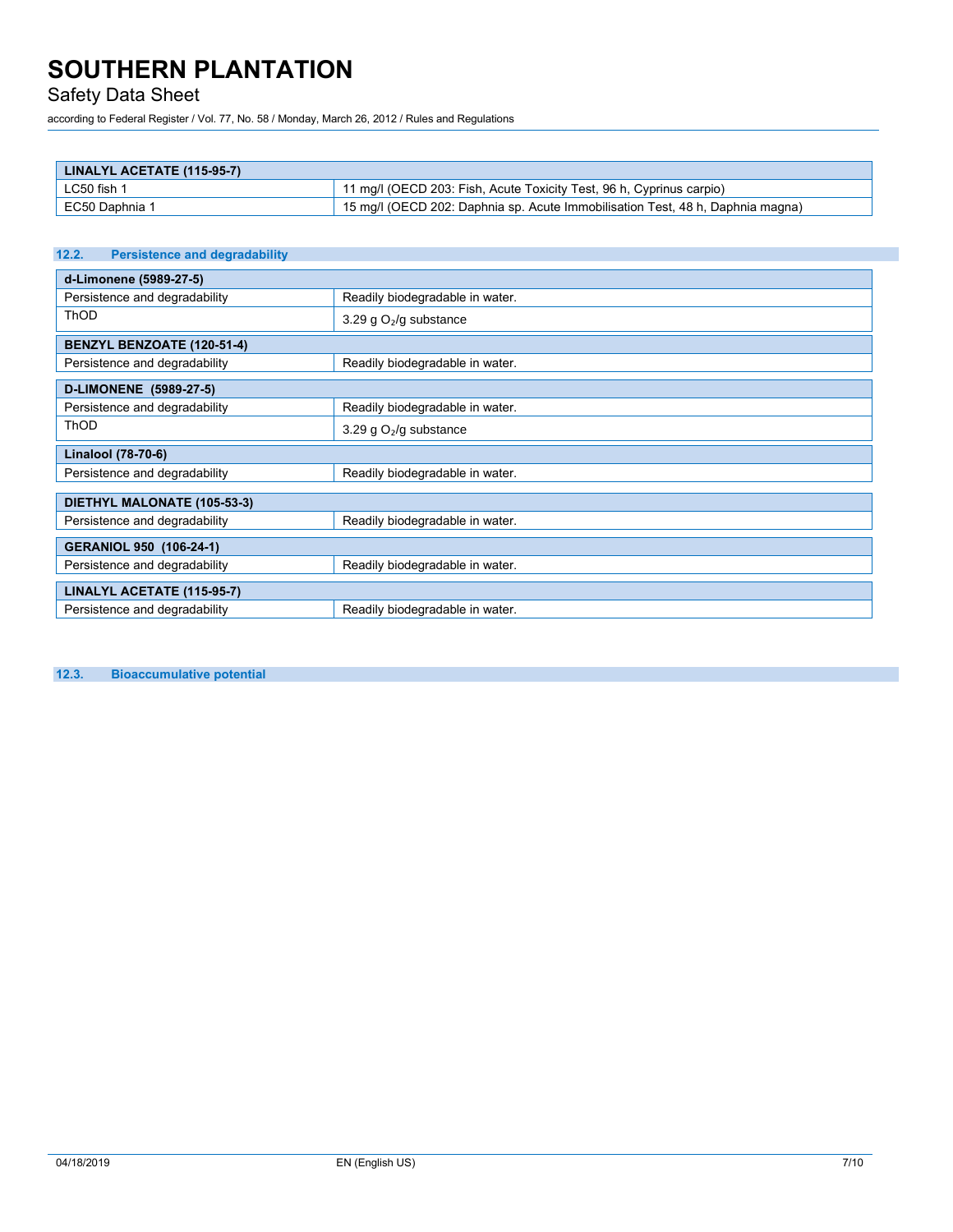| LINALYL ACETATE (115-95-7) | |
|---|---|
| LC50 fish 1 | 11 mg/l (OECD 203: Fish, Acute Toxicity Test, 96 h, Cyprinus carpio) |
| EC50 Daphnia 1 | 15 mg/l (OECD 202: Daphnia sp. Acute Immobilisation Test, 48 h, Daphnia magna) |

### 12.2. Persistence and degradability

| d-Limonene (5989-27-5) | |
|---|---|
| Persistence and degradability | Readily biodegradable in water. |
| ThOD | 3.29 g $O_2$/g substance |

| BENZYL BENZOATE (120-51-4) | |
|---|---|
| Persistence and degradability | Readily biodegradable in water. |

| D-LIMONENE (5989-27-5) | |
|---|---|
| Persistence and degradability | Readily biodegradable in water. |
| ThOD | 3.29 g $O_2$/g substance |

| Linalool (78-70-6) | |
|---|---|
| Persistence and degradability | Readily biodegradable in water. |

| DIETHYL MALONATE (105-53-3) | |
|---|---|
| Persistence and degradability | Readily biodegradable in water. |

| GERANIOL 950 (106-24-1) | |
|---|---|
| Persistence and degradability | Readily biodegradable in water. |

| LINALYL ACETATE (115-95-7) | |
|---|---|
| Persistence and degradability | Readily biodegradable in water. |

### 12.3. Bioaccumulative potential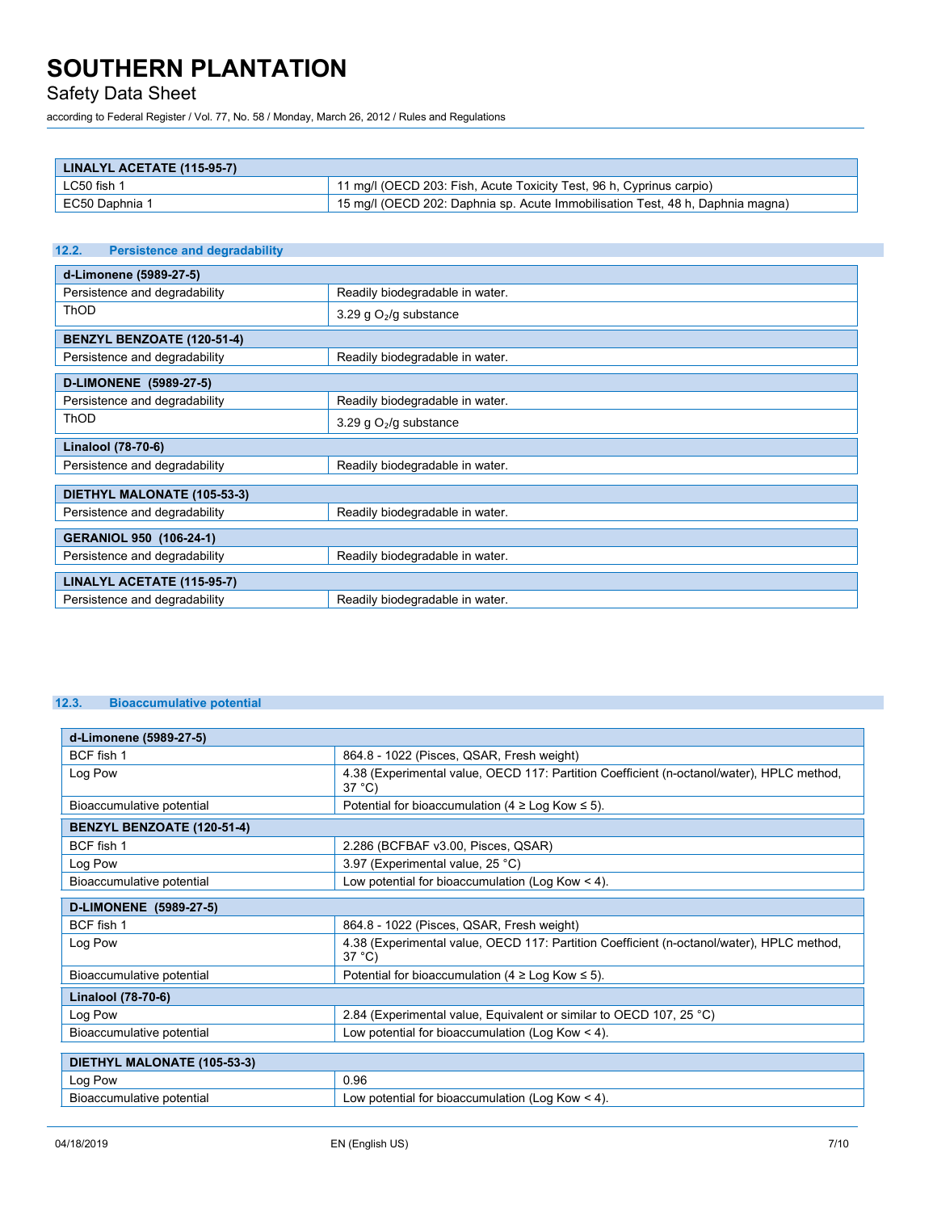| LINALYL ACETATE (115-95-7) | |
|---|---|
| LC50 fish 1 | 11 mg/l (OECD 203: Fish, Acute Toxicity Test, 96 h, Cyprinus carpio) |
| EC50 Daphnia 1 | 15 mg/l (OECD 202: Daphnia sp. Acute Immobilisation Test, 48 h, Daphnia magna) |

### 12.2. Persistence and degradability

| d-Limonene (5989-27-5) | |
|---|---|
| Persistence and degradability | Readily biodegradable in water. |
| ThOD | 3.29 g $O_2$/g substance |

| BENZYL BENZOATE (120-51-4) | |
|---|---|
| Persistence and degradability | Readily biodegradable in water. |

| D-LIMONENE (5989-27-5) | |
|---|---|
| Persistence and degradability | Readily biodegradable in water. |
| ThOD | 3.29 g $O_2$/g substance |

| Linalool (78-70-6) | |
|---|---|
| Persistence and degradability | Readily biodegradable in water. |

| DIETHYL MALONATE (105-53-3) | |
|---|---|
| Persistence and degradability | Readily biodegradable in water. |

| GERANIOL 950 (106-24-1) | |
|---|---|
| Persistence and degradability | Readily biodegradable in water. |

| LINALYL ACETATE (115-95-7) | |
|---|---|
| Persistence and degradability | Readily biodegradable in water. |

### 12.3. Bioaccumulative potential

| d-Limonene (5989-27-5) | |
|---|---|
| BCF fish 1 | 864.8 - 1022 (Pisces, QSAR, Fresh weight) |
| Log Pow | 4.38 (Experimental value, OECD 117: Partition Coefficient (n-octanol/water), HPLC method, 37 °C) |
| Bioaccumulative potential | Potential for bioaccumulation (4 ≥ Log Kow ≤ 5). |

| BENZYL BENZOATE (120-51-4) | |
|---|---|
| BCF fish 1 | 2.286 (BCFBAF v3.00, Pisces, QSAR) |
| Log Pow | 3.97 (Experimental value, 25 °C) |
| Bioaccumulative potential | Low potential for bioaccumulation (Log Kow < 4). |

| D-LIMONENE (5989-27-5) | |
|---|---|
| BCF fish 1 | 864.8 - 1022 (Pisces, QSAR, Fresh weight) |
| Log Pow | 4.38 (Experimental value, OECD 117: Partition Coefficient (n-octanol/water), HPLC method, 37 °C) |
| Bioaccumulative potential | Potential for bioaccumulation (4 ≥ Log Kow ≤ 5). |

| Linalool (78-70-6) | |
|---|---|
| Log Pow | 2.84 (Experimental value, Equivalent or similar to OECD 107, 25 °C) |
| Bioaccumulative potential | Low potential for bioaccumulation (Log Kow < 4). |

| DIETHYL MALONATE (105-53-3) | |
|---|---|
| Log Pow | 0.96 |
| Bioaccumulative potential | Low potential for bioaccumulation (Log Kow < 4). |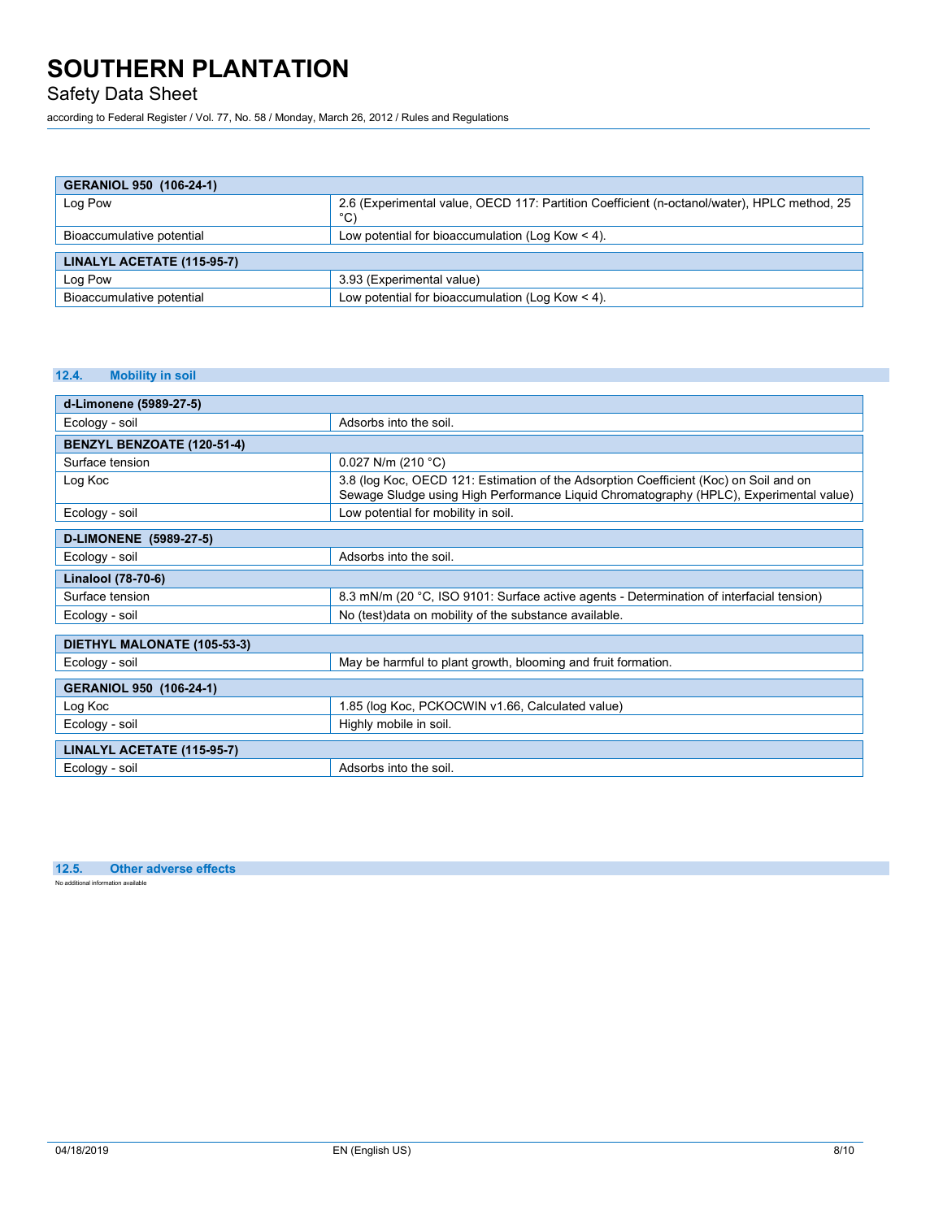| GERANIOL 950 (106-24-1) | |
|---|---|
| Log Pow | 2.6 (Experimental value, OECD 117: Partition Coefficient (n-octanol/water), HPLC method, 25 °C) |
| Bioaccumulative potential | Low potential for bioaccumulation (Log Kow < 4). |

| LINALYL ACETATE (115-95-7) | |
|---|---|
| Log Pow | 3.93 (Experimental value) |
| Bioaccumulative potential | Low potential for bioaccumulation (Log Kow < 4). |

## 12.4. Mobility in soil

| d-Limonene (5989-27-5) | |
|---|---|
| Ecology - soil | Adsorbs into the soil. |

| BENZYL BENZOATE (120-51-4) | |
|---|---|
| Surface tension | 0.027 N/m (210 °C) |
| Log Koc | 3.8 (log Koc, OECD 121: Estimation of the Adsorption Coefficient (Koc) on Soil and on Sewage Sludge using High Performance Liquid Chromatography (HPLC), Experimental value) |
| Ecology - soil | Low potential for mobility in soil. |

| D-LIMONENE (5989-27-5) | |
|---|---|
| Ecology - soil | Adsorbs into the soil. |

| Linalool (78-70-6) | |
|---|---|
| Surface tension | 8.3 mN/m (20 °C, ISO 9101: Surface active agents - Determination of interfacial tension) |
| Ecology - soil | No (test)data on mobility of the substance available. |

| DIETHYL MALONATE (105-53-3) | |
|---|---|
| Ecology - soil | May be harmful to plant growth, blooming and fruit formation. |

| GERANIOL 950 (106-24-1) | |
|---|---|
| Log Koc | 1.85 (log Koc, PCKOCWIN v1.66, Calculated value) |
| Ecology - soil | Highly mobile in soil. |

| LINALYL ACETATE (115-95-7) | |
|---|---|
| Ecology - soil | Adsorbs into the soil. |

## 12.5. Other adverse effects

No additional information available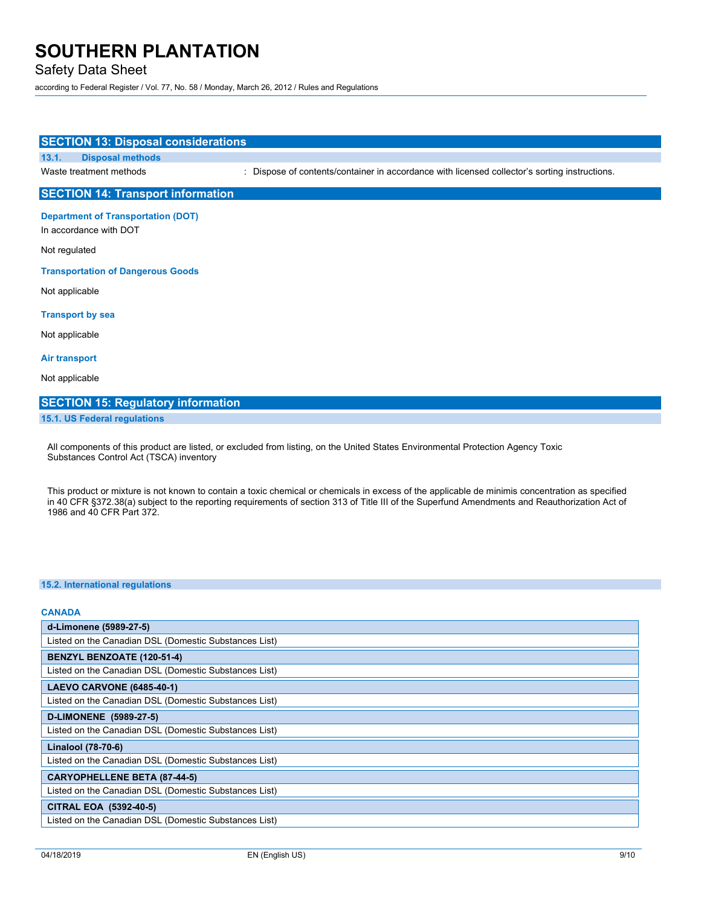## SECTION 13: Disposal considerations

### 13.1. Disposal methods

Waste treatment methods : Dispose of contents/container in accordance with licensed collector's sorting instructions.

## SECTION 14: Transport information

### Department of Transportation (DOT)

In accordance with DOT

Not regulated

### Transportation of Dangerous Goods

Not applicable

### Transport by sea

Not applicable

### Air transport

Not applicable

## SECTION 15: Regulatory information

### 15.1. US Federal regulations

All components of this product are listed, or excluded from listing, on the United States Environmental Protection Agency Toxic Substances Control Act (TSCA) inventory

This product or mixture is not known to contain a toxic chemical or chemicals in excess of the applicable de minimis concentration as specified in 40 CFR §372.38(a) subject to the reporting requirements of section 313 of Title III of the Superfund Amendments and Reauthorization Act of 1986 and 40 CFR Part 372.

### 15.2. International regulations

#### CANADA

| d-Limonene (5989-27-5) |
|---|
| Listed on the Canadian DSL (Domestic Substances List) |

| BENZYL BENZOATE (120-51-4) |
|---|
| Listed on the Canadian DSL (Domestic Substances List) |

| LAEVO CARVONE (6485-40-1) |
|---|
| Listed on the Canadian DSL (Domestic Substances List) |

| D-LIMONENE (5989-27-5) |
|---|
| Listed on the Canadian DSL (Domestic Substances List) |

| Linalool (78-70-6) |
|---|
| Listed on the Canadian DSL (Domestic Substances List) |

| CARYOPHELLENE BETA (87-44-5) |
|---|
| Listed on the Canadian DSL (Domestic Substances List) |

| CITRAL EOA (5392-40-5) |
|---|
| Listed on the Canadian DSL (Domestic Substances List) |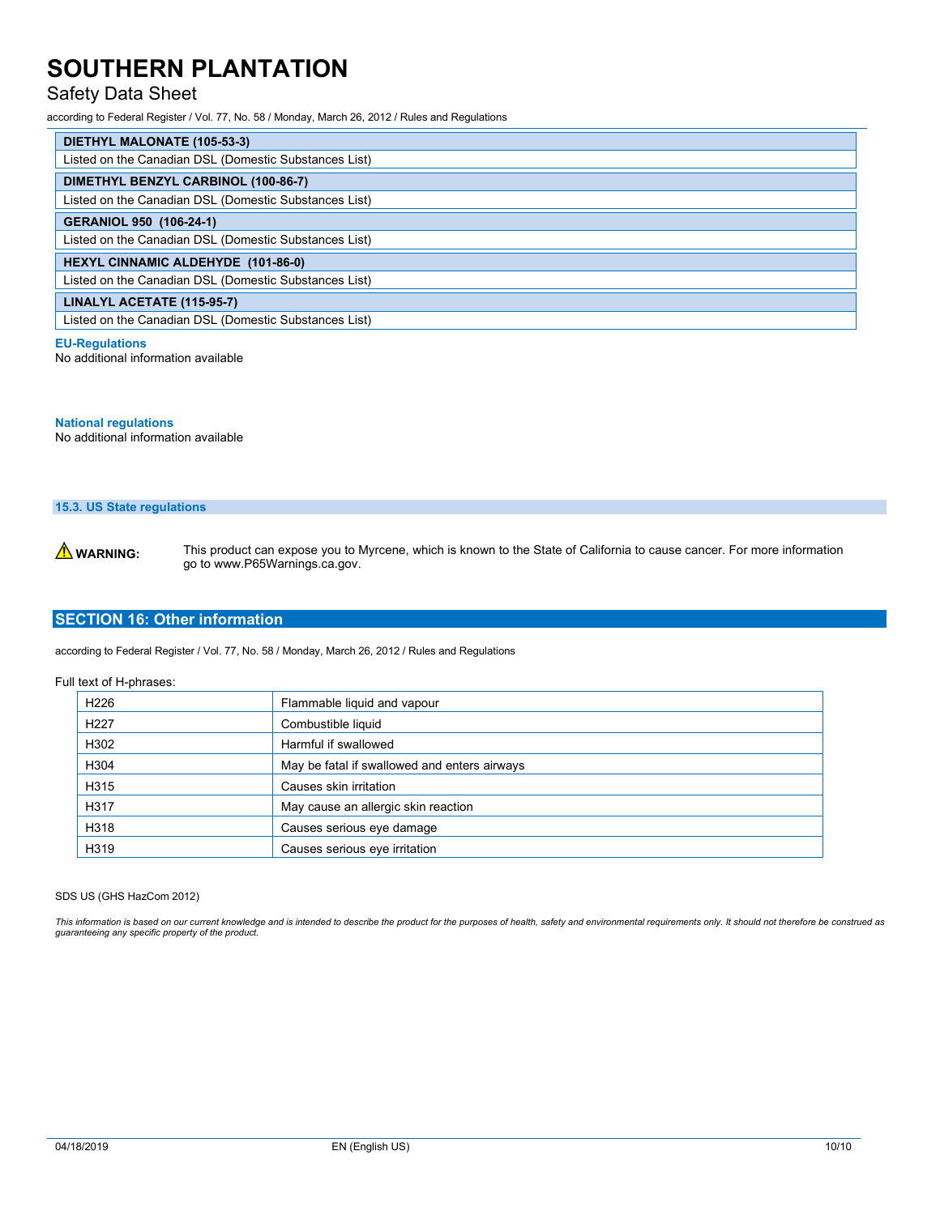| DIETHYL MALONATE (105-53-3) |
|---|
| Listed on the Canadian DSL (Domestic Substances List) |

| DIMETHYL BENZYL CARBINOL (100-86-7) |
|---|
| Listed on the Canadian DSL (Domestic Substances List) |

| GERANIOL 950 (106-24-1) |
|---|
| Listed on the Canadian DSL (Domestic Substances List) |

| HEXYL CINNAMIC ALDEHYDE (101-86-0) |
|---|
| Listed on the Canadian DSL (Domestic Substances List) |

| LINALYL ACETATE (115-95-7) |
|---|
| Listed on the Canadian DSL (Domestic Substances List) |

### EU-Regulations

No additional information available

### National regulations

No additional information available

### 15.3. US State regulations

⚠ **WARNING:** This product can expose you to Myrcene, which is known to the State of California to cause cancer. For more information go to www.P65Warnings.ca.gov.

## SECTION 16: Other information

according to Federal Register / Vol. 77, No. 58 / Monday, March 26, 2012 / Rules and Regulations

Full text of H-phrases:

| | |
|---|---|
| H226 | Flammable liquid and vapour |
| H227 | Combustible liquid |
| H302 | Harmful if swallowed |
| H304 | May be fatal if swallowed and enters airways |
| H315 | Causes skin irritation |
| H317 | May cause an allergic skin reaction |
| H318 | Causes serious eye damage |
| H319 | Causes serious eye irritation |

SDS US (GHS HazCom 2012)

*This information is based on our current knowledge and is intended to describe the product for the purposes of health, safety and environmental requirements only. It should not therefore be construed as guaranteeing any specific property of the product.*